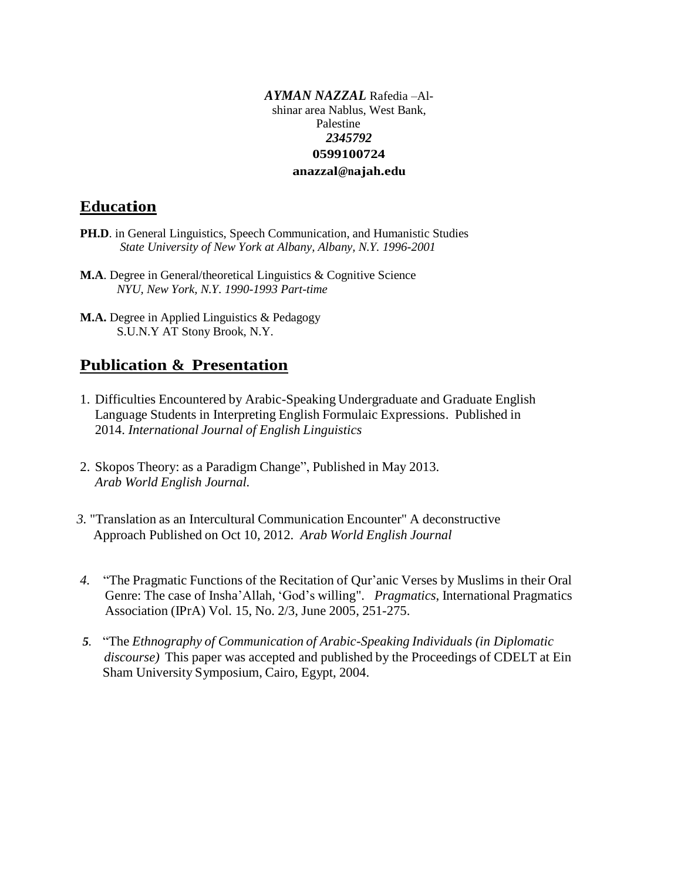***AYMAN NAZZAL*** Rafedia –Al-shinar area Nablus, West Bank, Palestine
*2345792*
**0599100724**
**anazzal@najah.edu**

## Education

**PH.D**. in General Linguistics, Speech Communication, and Humanistic Studies
*State University of New York at Albany, Albany, N.Y. 1996-2001*

**M.A**. Degree in General/theoretical Linguistics & Cognitive Science
*NYU, New York, N.Y. 1990-1993 Part-time*

**M.A.** Degree in Applied Linguistics & Pedagogy
S.U.N.Y AT Stony Brook, N.Y.

## Publication & Presentation

1. Difficulties Encountered by Arabic-Speaking Undergraduate and Graduate English Language Students in Interpreting English Formulaic Expressions. Published in 2014. *International Journal of English Linguistics*

2. Skopos Theory: as a Paradigm Change", Published in May 2013. *Arab World English Journal.*

3. "Translation as an Intercultural Communication Encounter" A deconstructive Approach Published on Oct 10, 2012. *Arab World English Journal*

4. "The Pragmatic Functions of the Recitation of Qur'anic Verses by Muslims in their Oral Genre: The case of Insha'Allah, 'God's willing". *Pragmatics*, International Pragmatics Association (IPrA) Vol. 15, No. 2/3, June 2005, 251-275.

5. "The *Ethnography of Communication of Arabic-Speaking Individuals (in Diplomatic discourse)* This paper was accepted and published by the Proceedings of CDELT at Ein Sham University Symposium, Cairo, Egypt, 2004.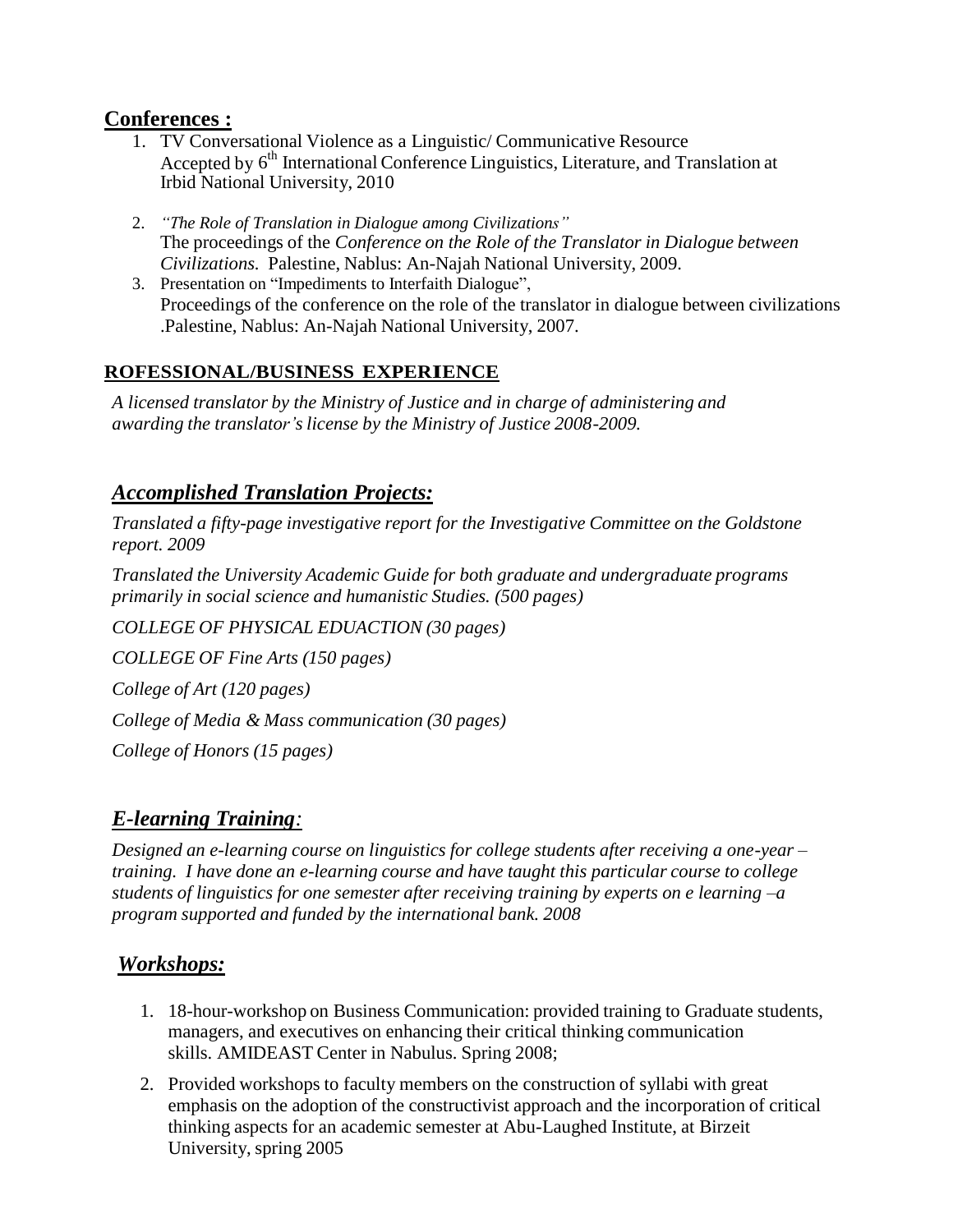## Conferences :

1. TV Conversational Violence as a Linguistic/ Communicative Resource
   Accepted by 6th International Conference Linguistics, Literature, and Translation at Irbid National University, 2010

2. *"The Role of Translation in Dialogue among Civilizations"*
   The proceedings of the *Conference on the Role of the Translator in Dialogue between Civilizations.* Palestine, Nablus: An-Najah National University, 2009.
3. Presentation on "Impediments to Interfaith Dialogue",
   Proceedings of the conference on the role of the translator in dialogue between civilizations .Palestine, Nablus: An-Najah National University, 2007.

### ROFESSIONAL/BUSINESS EXPERIENCE

*A licensed translator by the Ministry of Justice and in charge of administering and awarding the translator's license by the Ministry of Justice 2008-2009.*

## *Accomplished Translation Projects:*

*Translated a fifty-page investigative report for the Investigative Committee on the Goldstone report. 2009*

*Translated the University Academic Guide for both graduate and undergraduate programs primarily in social science and humanistic Studies. (500 pages)*

*COLLEGE OF PHYSICAL EDUACTION (30 pages)*

*COLLEGE OF Fine Arts (150 pages)*

*College of Art (120 pages)*

*College of Media & Mass communication (30 pages)*

*College of Honors (15 pages)*

## *E-learning Training:*

*Designed an e-learning course on linguistics for college students after receiving a one-year – training. I have done an e-learning course and have taught this particular course to college students of linguistics for one semester after receiving training by experts on e learning –a program supported and funded by the international bank. 2008*

## *Workshops:*

1. 18-hour-workshop on Business Communication: provided training to Graduate students, managers, and executives on enhancing their critical thinking communication skills. AMIDEAST Center in Nabulus. Spring 2008;
2. Provided workshops to faculty members on the construction of syllabi with great emphasis on the adoption of the constructivist approach and the incorporation of critical thinking aspects for an academic semester at Abu-Laughed Institute, at Birzeit University, spring 2005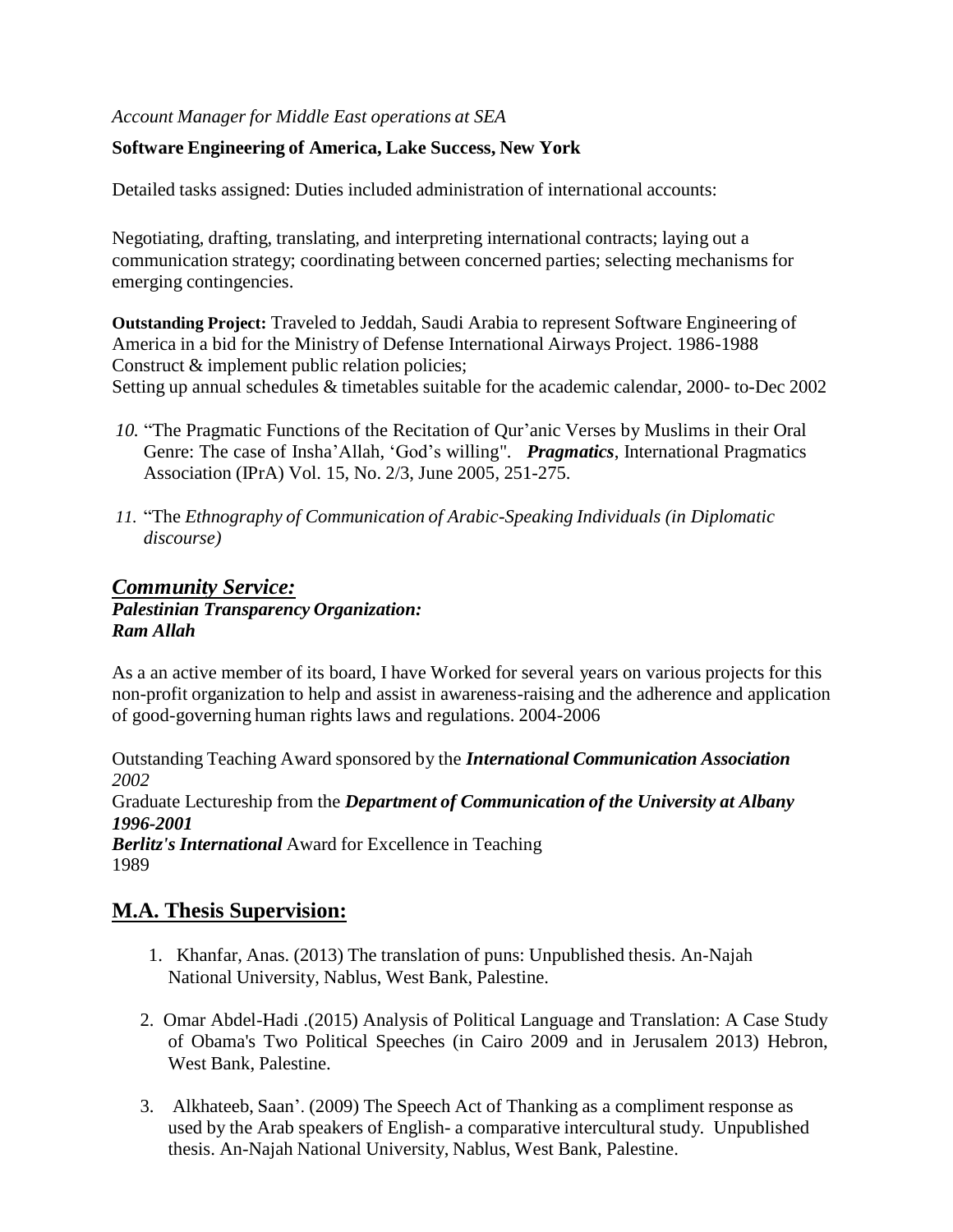*Account Manager for Middle East operations at SEA*

**Software Engineering of America, Lake Success, New York**

Detailed tasks assigned: Duties included administration of international accounts:

Negotiating, drafting, translating, and interpreting international contracts; laying out a communication strategy; coordinating between concerned parties; selecting mechanisms for emerging contingencies.

**Outstanding Project:** Traveled to Jeddah, Saudi Arabia to represent Software Engineering of America in a bid for the Ministry of Defense International Airways Project. 1986-1988
Construct & implement public relation policies;
Setting up annual schedules & timetables suitable for the academic calendar, 2000- to-Dec 2002

*10.* "The Pragmatic Functions of the Recitation of Qur'anic Verses by Muslims in their Oral Genre: The case of Insha'Allah, 'God's willing". ***Pragmatics***, International Pragmatics Association (IPrA) Vol. 15, No. 2/3, June 2005, 251-275.

*11.* "The *Ethnography of Communication of Arabic-Speaking Individuals (in Diplomatic discourse)*

## ***Community Service:***

***Palestinian Transparency Organization:***
***Ram Allah***

As a an active member of its board, I have Worked for several years on various projects for this non-profit organization to help and assist in awareness-raising and the adherence and application of good-governing human rights laws and regulations. 2004-2006

Outstanding Teaching Award sponsored by the ***International Communication Association*** *2002*
Graduate Lectureship from the ***Department of Communication of the University at Albany 1996-2001***
***Berlitz's International*** Award for Excellence in Teaching
1989

## **M.A. Thesis Supervision:**

1. Khanfar, Anas. (2013) The translation of puns: Unpublished thesis. An-Najah National University, Nablus, West Bank, Palestine.
2. Omar Abdel-Hadi .(2015) Analysis of Political Language and Translation: A Case Study of Obama's Two Political Speeches (in Cairo 2009 and in Jerusalem 2013) Hebron, West Bank, Palestine.
3. Alkhateeb, Saan'. (2009) The Speech Act of Thanking as a compliment response as used by the Arab speakers of English- a comparative intercultural study. Unpublished thesis. An-Najah National University, Nablus, West Bank, Palestine.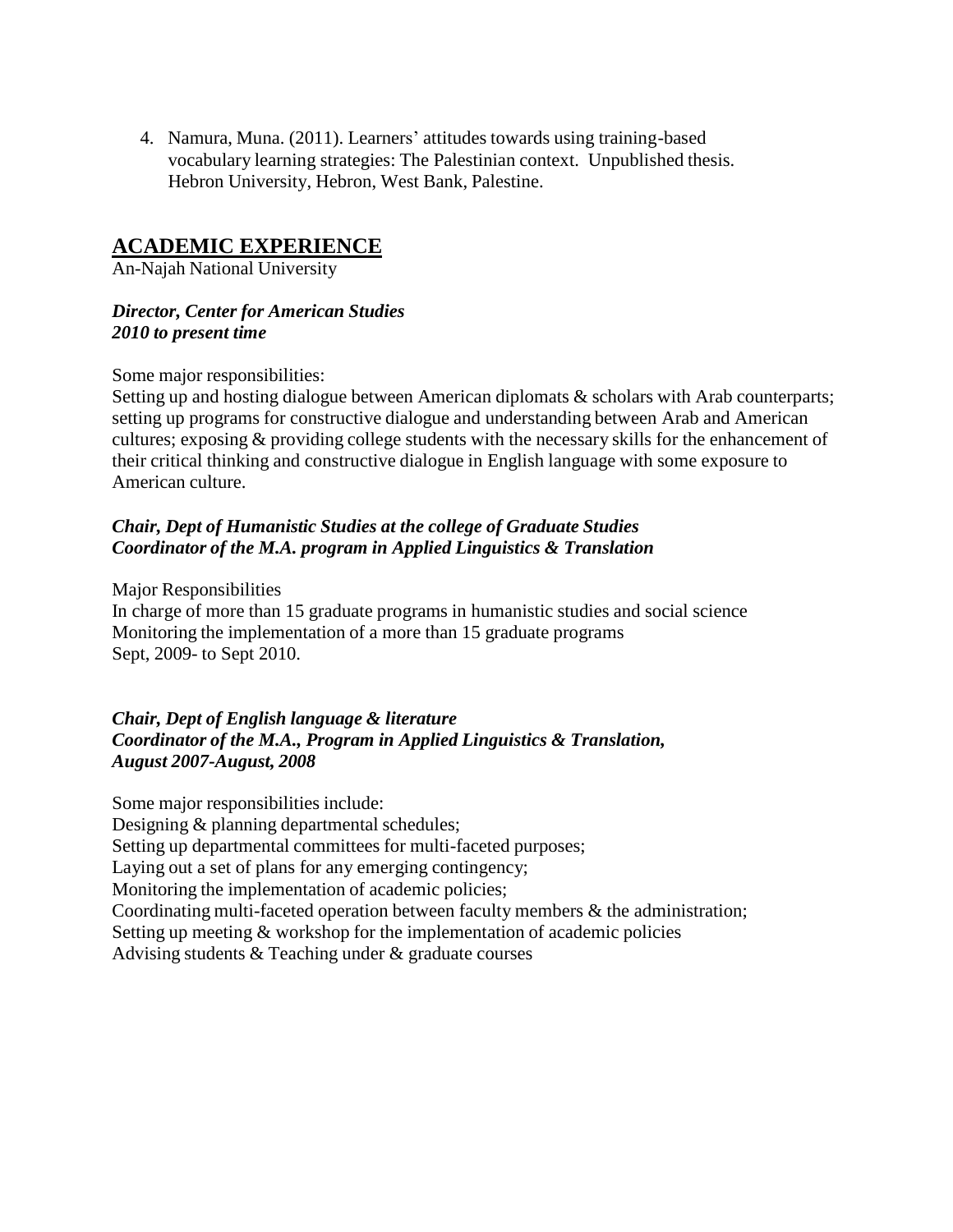4. Namura, Muna. (2011). Learners' attitudes towards using training-based vocabulary learning strategies: The Palestinian context. Unpublished thesis. Hebron University, Hebron, West Bank, Palestine.

## ACADEMIC EXPERIENCE

An-Najah National University

***Director, Center for American Studies***
***2010 to present time***

Some major responsibilities:
Setting up and hosting dialogue between American diplomats & scholars with Arab counterparts; setting up programs for constructive dialogue and understanding between Arab and American cultures; exposing & providing college students with the necessary skills for the enhancement of their critical thinking and constructive dialogue in English language with some exposure to American culture.

***Chair, Dept of Humanistic Studies at the college of Graduate Studies***
***Coordinator of the M.A. program in Applied Linguistics & Translation***

Major Responsibilities
In charge of more than 15 graduate programs in humanistic studies and social science
Monitoring the implementation of a more than 15 graduate programs
Sept, 2009- to Sept 2010.

***Chair, Dept of English language & literature***
***Coordinator of the M.A., Program in Applied Linguistics & Translation,***
***August 2007-August, 2008***

Some major responsibilities include:
Designing & planning departmental schedules;
Setting up departmental committees for multi-faceted purposes;
Laying out a set of plans for any emerging contingency;
Monitoring the implementation of academic policies;
Coordinating multi-faceted operation between faculty members & the administration;
Setting up meeting & workshop for the implementation of academic policies
Advising students & Teaching under & graduate courses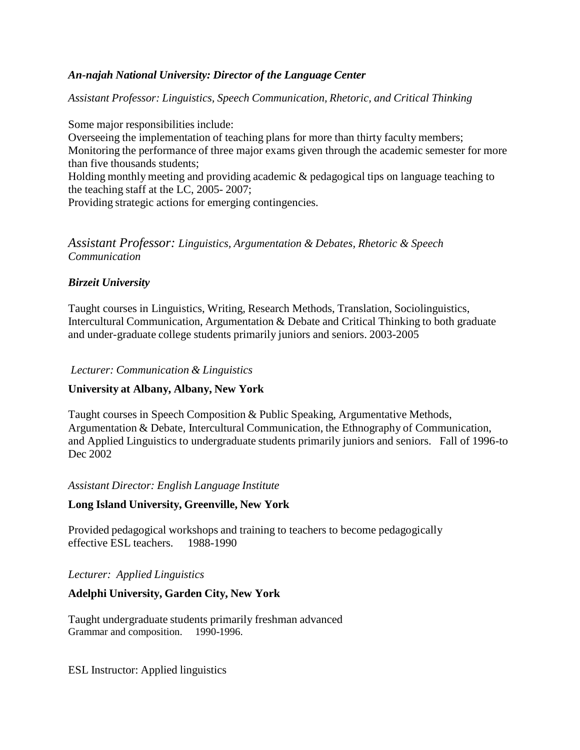***An-najah National University: Director of the Language Center***

*Assistant Professor: Linguistics, Speech Communication, Rhetoric, and Critical Thinking*

Some major responsibilities include:
Overseeing the implementation of teaching plans for more than thirty faculty members;
Monitoring the performance of three major exams given through the academic semester for more than five thousands students;
Holding monthly meeting and providing academic & pedagogical tips on language teaching to the teaching staff at the LC, 2005- 2007;
Providing strategic actions for emerging contingencies.

*Assistant Professor: Linguistics, Argumentation & Debates, Rhetoric & Speech Communication*

***Birzeit University***

Taught courses in Linguistics, Writing, Research Methods, Translation, Sociolinguistics, Intercultural Communication, Argumentation & Debate and Critical Thinking to both graduate and under-graduate college students primarily juniors and seniors. 2003-2005

*Lecturer: Communication & Linguistics*

**University at Albany, Albany, New York**

Taught courses in Speech Composition & Public Speaking, Argumentative Methods, Argumentation & Debate, Intercultural Communication, the Ethnography of Communication, and Applied Linguistics to undergraduate students primarily juniors and seniors. Fall of 1996-to Dec 2002

*Assistant Director: English Language Institute*

**Long Island University, Greenville, New York**

Provided pedagogical workshops and training to teachers to become pedagogically effective ESL teachers. 1988-1990

*Lecturer: Applied Linguistics*

**Adelphi University, Garden City, New York**

Taught undergraduate students primarily freshman advanced Grammar and composition. 1990-1996.

ESL Instructor: Applied linguistics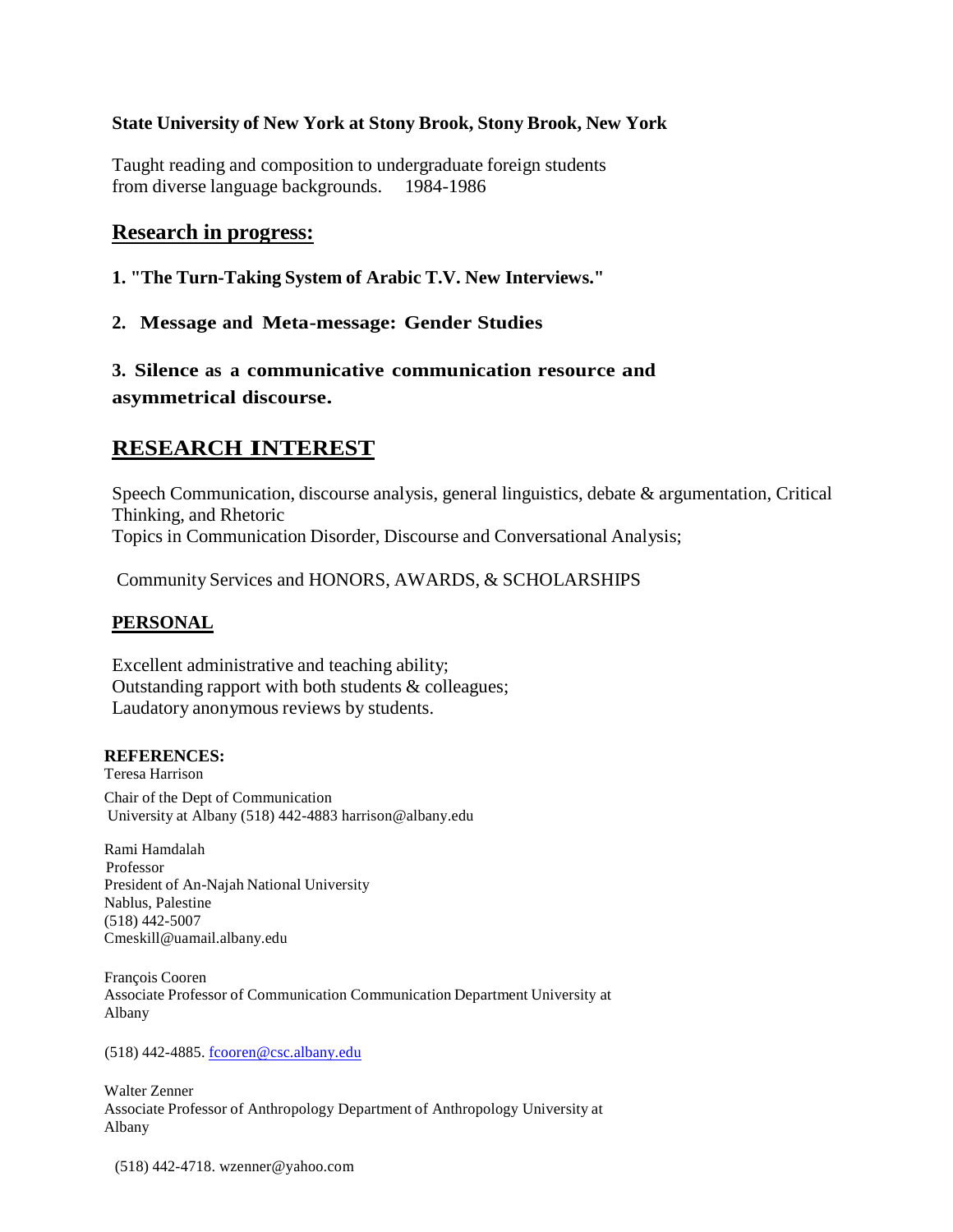**State University of New York at Stony Brook, Stony Brook, New York**

Taught reading and composition to undergraduate foreign students from diverse language backgrounds. 1984-1986

## Research in progress:

**1. "The Turn-Taking System of Arabic T.V. New Interviews."**

**2. Message and Meta-message: Gender Studies**

**3. Silence as a communicative communication resource and asymmetrical discourse.**

## RESEARCH INTEREST

Speech Communication, discourse analysis, general linguistics, debate & argumentation, Critical Thinking, and Rhetoric
Topics in Communication Disorder, Discourse and Conversational Analysis;

Community Services and HONORS, AWARDS, & SCHOLARSHIPS

### PERSONAL

Excellent administrative and teaching ability;
Outstanding rapport with both students & colleagues;
Laudatory anonymous reviews by students.

**REFERENCES:**

Teresa Harrison
Chair of the Dept of Communication
University at Albany (518) 442-4883 harrison@albany.edu

Rami Hamdalah
Professor
President of An-Najah National University
Nablus, Palestine
(518) 442-5007
Cmeskill@uamail.albany.edu

François Cooren
Associate Professor of Communication Communication Department University at Albany

(518) 442-4885. fcooren@csc.albany.edu

Walter Zenner
Associate Professor of Anthropology Department of Anthropology University at Albany

(518) 442-4718. wzenner@yahoo.com